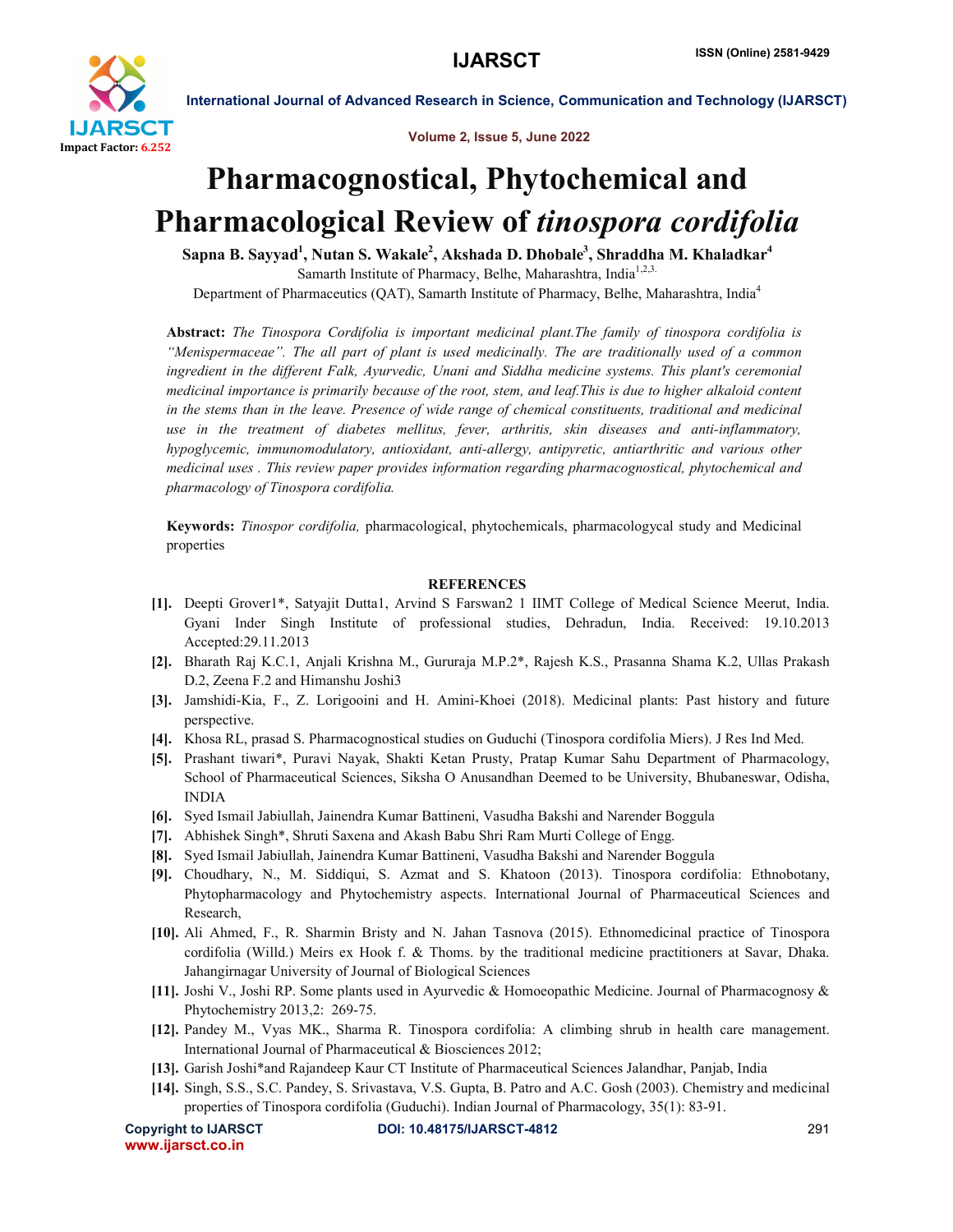# Pharmacognostical, Phytochemical and Pharmacological Review of *tinospora cordifolia*

**Sapna B. Sayyad[1], Nutan S. Wakale[2], Akshada D. Dhobale[3], Shraddha M. Khaladkar[4]**

Samarth Institute of Pharmacy, Belhe, Maharashtra, India[1,2,3.]

Department of Pharmaceutics (QAT), Samarth Institute of Pharmacy, Belhe, Maharashtra, India[4]

**Abstract:** *The Tinospora Cordifolia is important medicinal plant.The family of tinospora cordifolia is "Menispermaceae". The all part of plant is used medicinally. The are traditionally used of a common ingredient in the different Falk, Ayurvedic, Unani and Siddha medicine systems. This plant's ceremonial medicinal importance is primarily because of the root, stem, and leaf.This is due to higher alkaloid content in the stems than in the leave. Presence of wide range of chemical constituents, traditional and medicinal use in the treatment of diabetes mellitus, fever, arthritis, skin diseases and anti-inflammatory, hypoglycemic, immunomodulatory, antioxidant, anti-allergy, antipyretic, antiarthritic and various other medicinal uses . This review paper provides information regarding pharmacognostical, phytochemical and pharmacology of Tinospora cordifolia.*

**Keywords:** *Tinospor cordifolia,* pharmacological, phytochemicals, pharmacologycal study and Medicinal properties

## REFERENCES

- [1]. Deepti Grover1*, Satyajit Dutta1, Arvind S Farswan2 1 IIMT College of Medical Science Meerut, India. Gyani Inder Singh Institute of professional studies, Dehradun, India. Received: 19.10.2013 Accepted:29.11.2013
- [2]. Bharath Raj K.C.1, Anjali Krishna M., Gururaja M.P.2*, Rajesh K.S., Prasanna Shama K.2, Ullas Prakash D.2, Zeena F.2 and Himanshu Joshi3
- [3]. Jamshidi-Kia, F., Z. Lorigooini and H. Amini-Khoei (2018). Medicinal plants: Past history and future perspective.
- [4]. Khosa RL, prasad S. Pharmacognostical studies on Guduchi (Tinospora cordifolia Miers). J Res Ind Med.
- [5]. Prashant tiwari*, Puravi Nayak, Shakti Ketan Prusty, Pratap Kumar Sahu Department of Pharmacology, School of Pharmaceutical Sciences, Siksha O Anusandhan Deemed to be University, Bhubaneswar, Odisha, INDIA
- [6]. Syed Ismail Jabiullah, Jainendra Kumar Battineni, Vasudha Bakshi and Narender Boggula
- [7]. Abhishek Singh*, Shruti Saxena and Akash Babu Shri Ram Murti College of Engg.
- [8]. Syed Ismail Jabiullah, Jainendra Kumar Battineni, Vasudha Bakshi and Narender Boggula
- [9]. Choudhary, N., M. Siddiqui, S. Azmat and S. Khatoon (2013). Tinospora cordifolia: Ethnobotany, Phytopharmacology and Phytochemistry aspects. International Journal of Pharmaceutical Sciences and Research,
- [10]. Ali Ahmed, F., R. Sharmin Bristy and N. Jahan Tasnova (2015). Ethnomedicinal practice of Tinospora cordifolia (Willd.) Meirs ex Hook f. & Thoms. by the traditional medicine practitioners at Savar, Dhaka. Jahangirnagar University of Journal of Biological Sciences
- [11]. Joshi V., Joshi RP. Some plants used in Ayurvedic & Homoeopathic Medicine. Journal of Pharmacognosy & Phytochemistry 2013,2: 269-75.
- [12]. Pandey M., Vyas MK., Sharma R. Tinospora cordifolia: A climbing shrub in health care management. International Journal of Pharmaceutical & Biosciences 2012;
- [13]. Garish Joshi*and Rajandeep Kaur CT Institute of Pharmaceutical Sciences Jalandhar, Panjab, India
- [14]. Singh, S.S., S.C. Pandey, S. Srivastava, V.S. Gupta, B. Patro and A.C. Gosh (2003). Chemistry and medicinal properties of Tinospora cordifolia (Guduchi). Indian Journal of Pharmacology, 35(1): 83-91.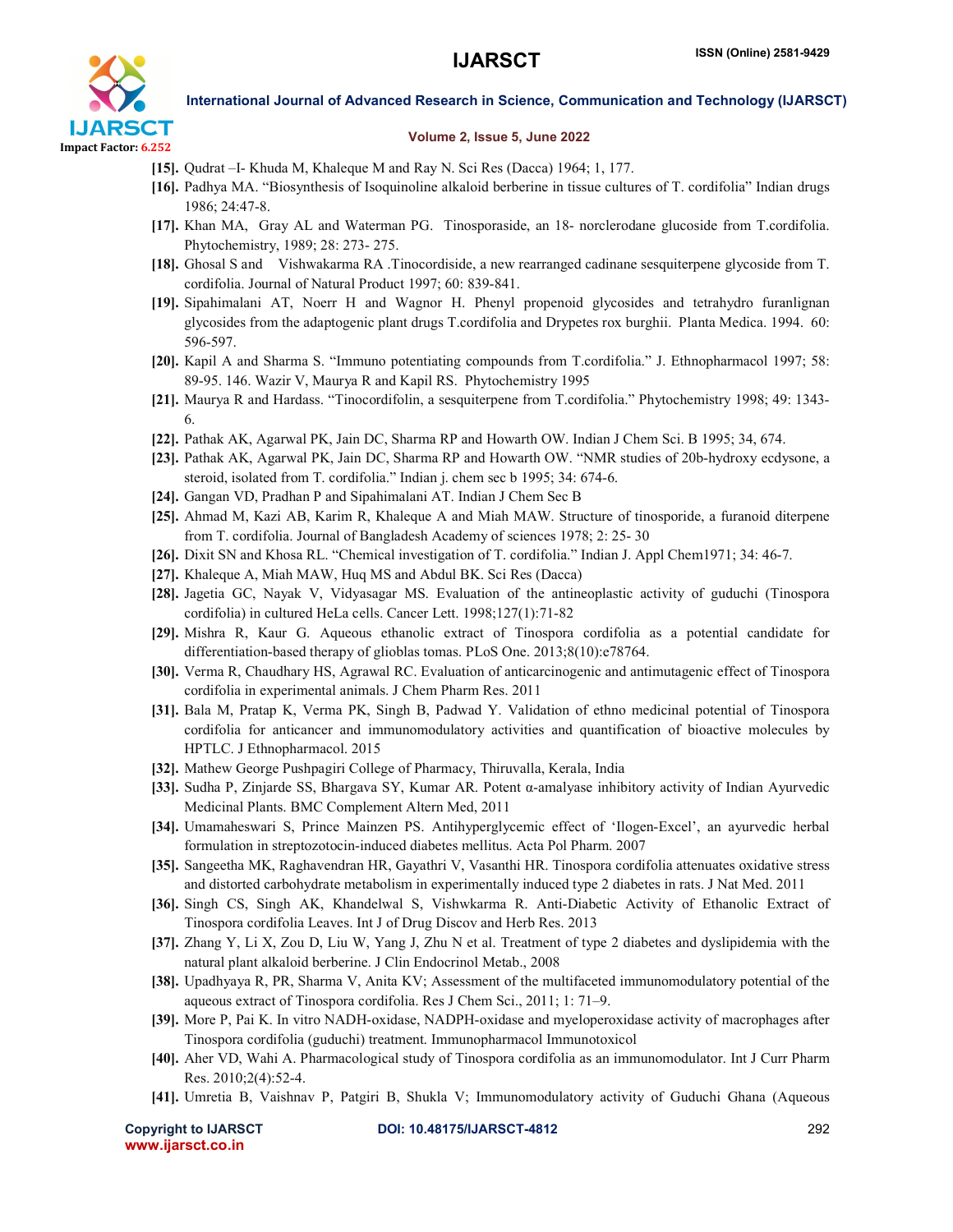[15]. Qudrat –I- Khuda M, Khaleque M and Ray N. Sci Res (Dacca) 1964; 1, 177.

[16]. Padhya MA. "Biosynthesis of Isoquinoline alkaloid berberine in tissue cultures of T. cordifolia" Indian drugs 1986; 24:47-8.

[17]. Khan MA, Gray AL and Waterman PG. Tinosporaside, an 18- norclerodane glucoside from T.cordifolia. Phytochemistry, 1989; 28: 273- 275.

[18]. Ghosal S and Vishwakarma RA .Tinocordiside, a new rearranged cadinane sesquiterpene glycoside from T. cordifolia. Journal of Natural Product 1997; 60: 839-841.

[19]. Sipahimalani AT, Noerr H and Wagnor H. Phenyl propenoid glycosides and tetrahydro furanlignan glycosides from the adaptogenic plant drugs T.cordifolia and Drypetes rox burghii. Planta Medica. 1994. 60: 596-597.

[20]. Kapil A and Sharma S. "Immuno potentiating compounds from T.cordifolia." J. Ethnopharmacol 1997; 58: 89-95. 146. Wazir V, Maurya R and Kapil RS. Phytochemistry 1995

[21]. Maurya R and Hardass. "Tinocordifolin, a sesquiterpene from T.cordifolia." Phytochemistry 1998; 49: 1343-6.

[22]. Pathak AK, Agarwal PK, Jain DC, Sharma RP and Howarth OW. Indian J Chem Sci. B 1995; 34, 674.

[23]. Pathak AK, Agarwal PK, Jain DC, Sharma RP and Howarth OW. "NMR studies of 20b-hydroxy ecdysone, a steroid, isolated from T. cordifolia." Indian j. chem sec b 1995; 34: 674-6.

[24]. Gangan VD, Pradhan P and Sipahimalani AT. Indian J Chem Sec B

[25]. Ahmad M, Kazi AB, Karim R, Khaleque A and Miah MAW. Structure of tinosporide, a furanoid diterpene from T. cordifolia. Journal of Bangladesh Academy of sciences 1978; 2: 25- 30

[26]. Dixit SN and Khosa RL. "Chemical investigation of T. cordifolia." Indian J. Appl Chem1971; 34: 46-7.

[27]. Khaleque A, Miah MAW, Huq MS and Abdul BK. Sci Res (Dacca)

[28]. Jagetia GC, Nayak V, Vidyasagar MS. Evaluation of the antineoplastic activity of guduchi (Tinospora cordifolia) in cultured HeLa cells. Cancer Lett. 1998;127(1):71-82

[29]. Mishra R, Kaur G. Aqueous ethanolic extract of Tinospora cordifolia as a potential candidate for differentiation-based therapy of glioblas tomas. PLoS One. 2013;8(10):e78764.

[30]. Verma R, Chaudhary HS, Agrawal RC. Evaluation of anticarcinogenic and antimutagenic effect of Tinospora cordifolia in experimental animals. J Chem Pharm Res. 2011

[31]. Bala M, Pratap K, Verma PK, Singh B, Padwad Y. Validation of ethno medicinal potential of Tinospora cordifolia for anticancer and immunomodulatory activities and quantification of bioactive molecules by HPTLC. J Ethnopharmacol. 2015

[32]. Mathew George Pushpagiri College of Pharmacy, Thiruvalla, Kerala, India

[33]. Sudha P, Zinjarde SS, Bhargava SY, Kumar AR. Potent α-amalyase inhibitory activity of Indian Ayurvedic Medicinal Plants. BMC Complement Altern Med, 2011

[34]. Umamaheswari S, Prince Mainzen PS. Antihyperglycemic effect of 'Ilogen-Excel', an ayurvedic herbal formulation in streptozotocin-induced diabetes mellitus. Acta Pol Pharm. 2007

[35]. Sangeetha MK, Raghavendran HR, Gayathri V, Vasanthi HR. Tinospora cordifolia attenuates oxidative stress and distorted carbohydrate metabolism in experimentally induced type 2 diabetes in rats. J Nat Med. 2011

[36]. Singh CS, Singh AK, Khandelwal S, Vishwkarma R. Anti-Diabetic Activity of Ethanolic Extract of Tinospora cordifolia Leaves. Int J of Drug Discov and Herb Res. 2013

[37]. Zhang Y, Li X, Zou D, Liu W, Yang J, Zhu N et al. Treatment of type 2 diabetes and dyslipidemia with the natural plant alkaloid berberine. J Clin Endocrinol Metab., 2008

[38]. Upadhyaya R, PR, Sharma V, Anita KV; Assessment of the multifaceted immunomodulatory potential of the aqueous extract of Tinospora cordifolia. Res J Chem Sci., 2011; 1: 71–9.

[39]. More P, Pai K. In vitro NADH-oxidase, NADPH-oxidase and myeloperoxidase activity of macrophages after Tinospora cordifolia (guduchi) treatment. Immunopharmacol Immunotoxicol

[40]. Aher VD, Wahi A. Pharmacological study of Tinospora cordifolia as an immunomodulator. Int J Curr Pharm Res. 2010;2(4):52-4.

[41]. Umretia B, Vaishnav P, Patgiri B, Shukla V; Immunomodulatory activity of Guduchi Ghana (Aqueous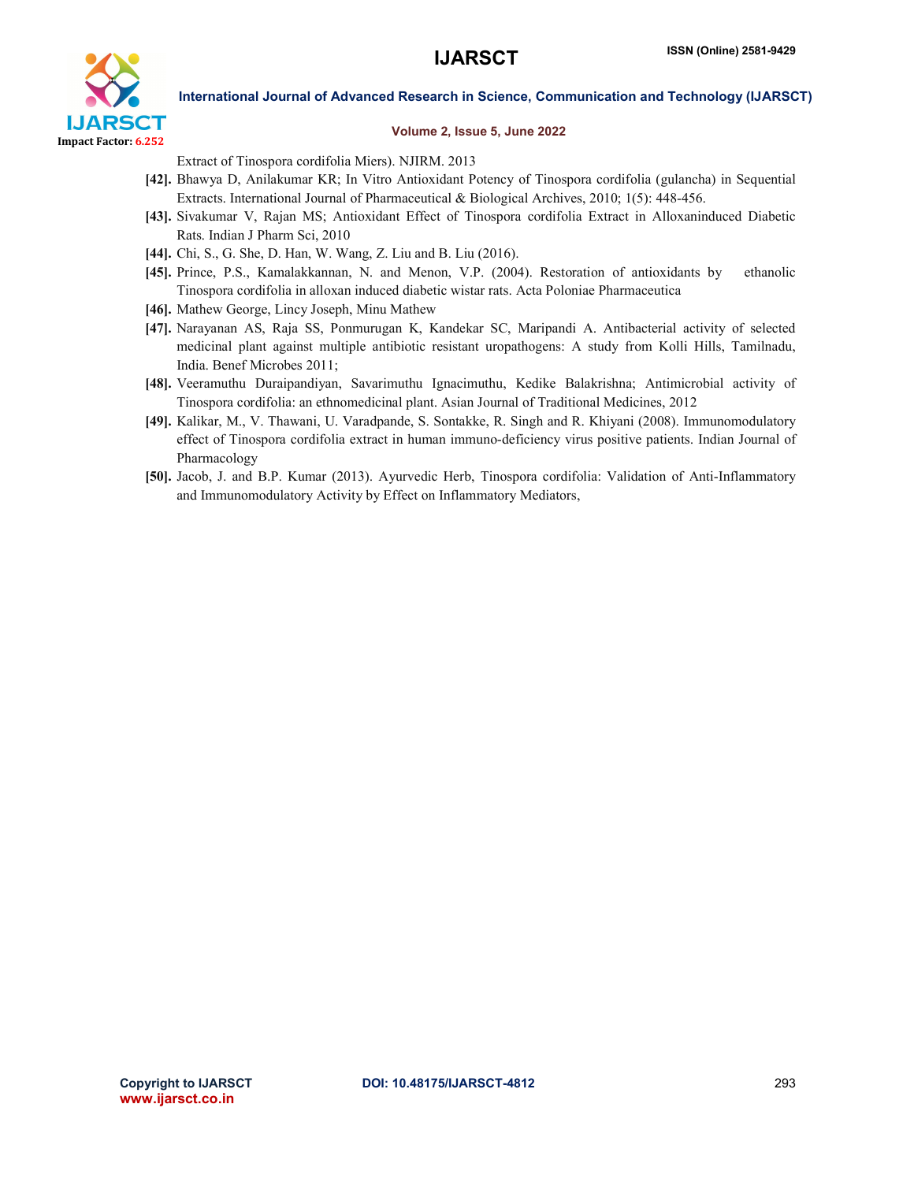Extract of Tinospora cordifolia Miers). NJIRM. 2013

[42]. Bhawya D, Anilakumar KR; In Vitro Antioxidant Potency of Tinospora cordifolia (gulancha) in Sequential Extracts. International Journal of Pharmaceutical & Biological Archives, 2010; 1(5): 448-456.

[43]. Sivakumar V, Rajan MS; Antioxidant Effect of Tinospora cordifolia Extract in Alloxaninduced Diabetic Rats. Indian J Pharm Sci, 2010

[44]. Chi, S., G. She, D. Han, W. Wang, Z. Liu and B. Liu (2016).

[45]. Prince, P.S., Kamalakkannan, N. and Menon, V.P. (2004). Restoration of antioxidants by ethanolic Tinospora cordifolia in alloxan induced diabetic wistar rats. Acta Poloniae Pharmaceutica

[46]. Mathew George, Lincy Joseph, Minu Mathew

[47]. Narayanan AS, Raja SS, Ponmurugan K, Kandekar SC, Maripandi A. Antibacterial activity of selected medicinal plant against multiple antibiotic resistant uropathogens: A study from Kolli Hills, Tamilnadu, India. Benef Microbes 2011;

[48]. Veeramuthu Duraipandiyan, Savarimuthu Ignacimuthu, Kedike Balakrishna; Antimicrobial activity of Tinospora cordifolia: an ethnomedicinal plant. Asian Journal of Traditional Medicines, 2012

[49]. Kalikar, M., V. Thawani, U. Varadpande, S. Sontakke, R. Singh and R. Khiyani (2008). Immunomodulatory effect of Tinospora cordifolia extract in human immuno-deficiency virus positive patients. Indian Journal of Pharmacology

[50]. Jacob, J. and B.P. Kumar (2013). Ayurvedic Herb, Tinospora cordifolia: Validation of Anti-Inflammatory and Immunomodulatory Activity by Effect on Inflammatory Mediators,